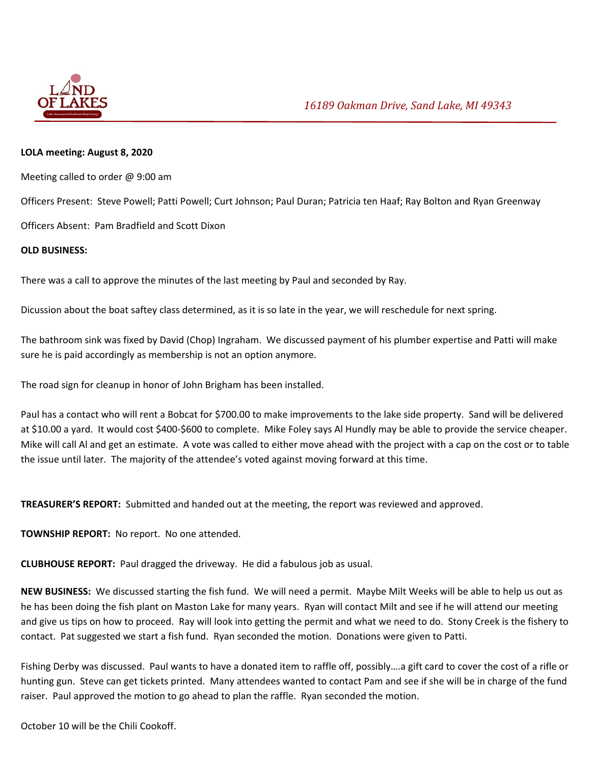*16189 Oakman Drive, Sand Lake, MI 49343*

**LOLA meeting: August 8, 2020**

Meeting called to order @ 9:00 am

Officers Present: Steve Powell; Patti Powell; Curt Johnson; Paul Duran; Patricia ten Haaf; Ray Bolton and Ryan Greenway

Officers Absent: Pam Bradfield and Scott Dixon

**OLD BUSINESS:**

There was a call to approve the minutes of the last meeting by Paul and seconded by Ray.

Dicussion about the boat saftey class determined, as it is so late in the year, we will reschedule for next spring.

The bathroom sink was fixed by David (Chop) Ingraham. We discussed payment of his plumber expertise and Patti will make sure he is paid accordingly as membership is not an option anymore.

The road sign for cleanup in honor of John Brigham has been installed.

Paul has a contact who will rent a Bobcat for $700.00 to make improvements to the lake side property. Sand will be delivered at $10.00 a yard. It would cost $400-$600 to complete. Mike Foley says Al Hundly may be able to provide the service cheaper. Mike will call Al and get an estimate. A vote was called to either move ahead with the project with a cap on the cost or to table the issue until later. The majority of the attendee's voted against moving forward at this time.

**TREASURER'S REPORT:** Submitted and handed out at the meeting, the report was reviewed and approved.

**TOWNSHIP REPORT:** No report. No one attended.

**CLUBHOUSE REPORT:** Paul dragged the driveway. He did a fabulous job as usual.

**NEW BUSINESS:** We discussed starting the fish fund. We will need a permit. Maybe Milt Weeks will be able to help us out as he has been doing the fish plant on Maston Lake for many years. Ryan will contact Milt and see if he will attend our meeting and give us tips on how to proceed. Ray will look into getting the permit and what we need to do. Stony Creek is the fishery to contact. Pat suggested we start a fish fund. Ryan seconded the motion. Donations were given to Patti.

Fishing Derby was discussed. Paul wants to have a donated item to raffle off, possibly….a gift card to cover the cost of a rifle or hunting gun. Steve can get tickets printed. Many attendees wanted to contact Pam and see if she will be in charge of the fund raiser. Paul approved the motion to go ahead to plan the raffle. Ryan seconded the motion.

October 10 will be the Chili Cookoff.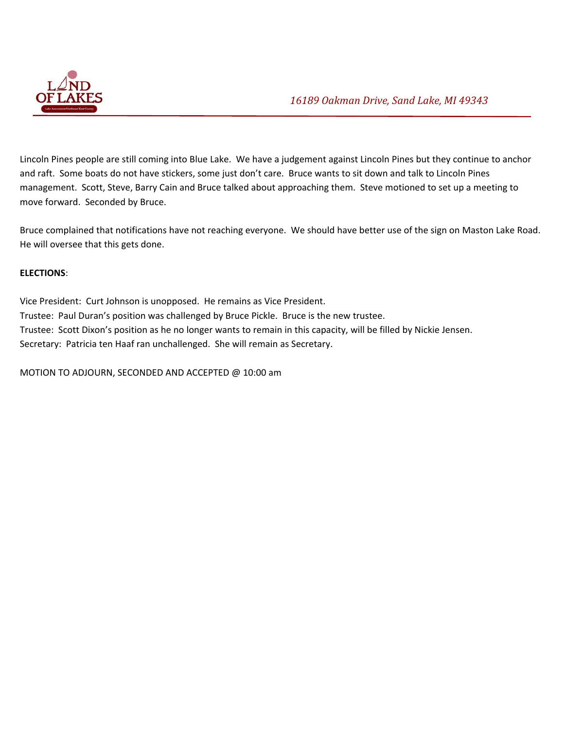Lincoln Pines people are still coming into Blue Lake. We have a judgement against Lincoln Pines but they continue to anchor and raft. Some boats do not have stickers, some just don't care. Bruce wants to sit down and talk to Lincoln Pines management. Scott, Steve, Barry Cain and Bruce talked about approaching them. Steve motioned to set up a meeting to move forward. Seconded by Bruce.

Bruce complained that notifications have not reaching everyone. We should have better use of the sign on Maston Lake Road. He will oversee that this gets done.

**ELECTIONS**:

Vice President: Curt Johnson is unopposed. He remains as Vice President.
Trustee: Paul Duran's position was challenged by Bruce Pickle. Bruce is the new trustee.
Trustee: Scott Dixon's position as he no longer wants to remain in this capacity, will be filled by Nickie Jensen.
Secretary: Patricia ten Haaf ran unchallenged. She will remain as Secretary.

MOTION TO ADJOURN, SECONDED AND ACCEPTED @ 10:00 am